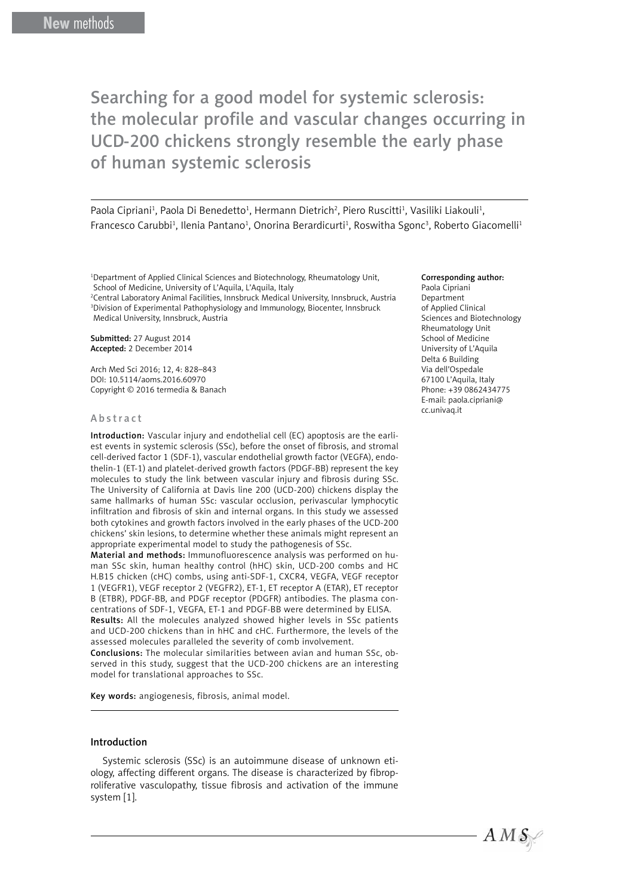New methods

# Searching for a good model for systemic sclerosis: the molecular profile and vascular changes occurring in UCD-200 chickens strongly resemble the early phase of human systemic sclerosis

Paola Cipriani[1], Paola Di Benedetto[1], Hermann Dietrich[2], Piero Ruscitti[1], Vasiliki Liakouli[1], Francesco Carubbi[1], Ilenia Pantano[1], Onorina Berardicurti[1], Roswitha Sgonc[3], Roberto Giacomelli[1]

[1]Department of Applied Clinical Sciences and Biotechnology, Rheumatology Unit, School of Medicine, University of L'Aquila, L'Aquila, Italy
[2]Central Laboratory Animal Facilities, Innsbruck Medical University, Innsbruck, Austria
[3]Division of Experimental Pathophysiology and Immunology, Biocenter, Innsbruck Medical University, Innsbruck, Austria

**Submitted:** 27 August 2014
**Accepted:** 2 December 2014

Arch Med Sci 2016; 12, 4: 828–843
DOI: 10.5114/aoms.2016.60970
Copyright © 2016 termedia & Banach

**Corresponding author:**
Paola Cipriani
Department
of Applied Clinical
Sciences and Biotechnology
Rheumatology Unit
School of Medicine
University of L'Aquila
Delta 6 Building
Via dell'Ospedale
67100 L'Aquila, Italy
Phone: +39 0862434775
E-mail: paola.cipriani@cc.univaq.it

## Abstract

**Introduction:** Vascular injury and endothelial cell (EC) apoptosis are the earliest events in systemic sclerosis (SSc), before the onset of fibrosis, and stromal cell-derived factor 1 (SDF-1), vascular endothelial growth factor (VEGFA), endothelin-1 (ET-1) and platelet-derived growth factors (PDGF-BB) represent the key molecules to study the link between vascular injury and fibrosis during SSc. The University of California at Davis line 200 (UCD-200) chickens display the same hallmarks of human SSc: vascular occlusion, perivascular lymphocytic infiltration and fibrosis of skin and internal organs. In this study we assessed both cytokines and growth factors involved in the early phases of the UCD-200 chickens' skin lesions, to determine whether these animals might represent an appropriate experimental model to study the pathogenesis of SSc.

**Material and methods:** Immunofluorescence analysis was performed on human SSc skin, human healthy control (hHC) skin, UCD-200 combs and HC H.B15 chicken (cHC) combs, using anti-SDF-1, CXCR4, VEGFA, VEGF receptor 1 (VEGFR1), VEGF receptor 2 (VEGFR2), ET-1, ET receptor A (ETAR), ET receptor B (ETBR), PDGF-BB, and PDGF receptor (PDGFR) antibodies. The plasma concentrations of SDF-1, VEGFA, ET-1 and PDGF-BB were determined by ELISA.

**Results:** All the molecules analyzed showed higher levels in SSc patients and UCD-200 chickens than in hHC and cHC. Furthermore, the levels of the assessed molecules paralleled the severity of comb involvement.

**Conclusions:** The molecular similarities between avian and human SSc, observed in this study, suggest that the UCD-200 chickens are an interesting model for translational approaches to SSc.

**Key words:** angiogenesis, fibrosis, animal model.

## Introduction

Systemic sclerosis (SSc) is an autoimmune disease of unknown etiology, affecting different organs. The disease is characterized by fibroproliferative vasculopathy, tissue fibrosis and activation of the immune system [1].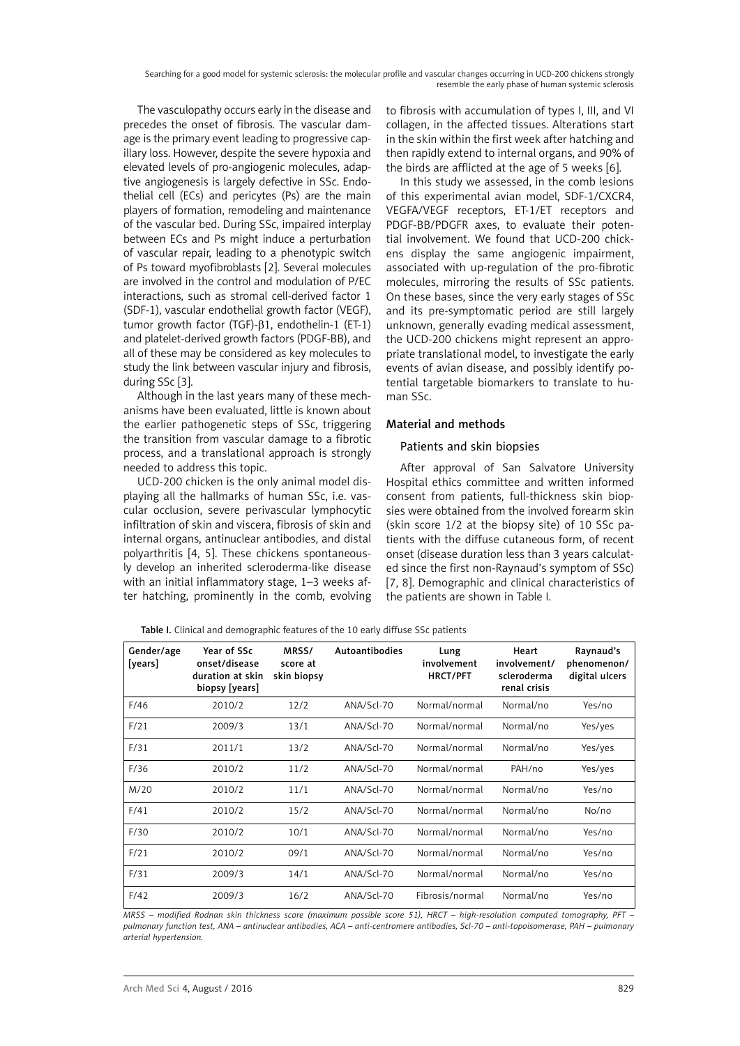The vasculopathy occurs early in the disease and precedes the onset of fibrosis. The vascular damage is the primary event leading to progressive capillary loss. However, despite the severe hypoxia and elevated levels of pro-angiogenic molecules, adaptive angiogenesis is largely defective in SSc. Endothelial cell (ECs) and pericytes (Ps) are the main players of formation, remodeling and maintenance of the vascular bed. During SSc, impaired interplay between ECs and Ps might induce a perturbation of vascular repair, leading to a phenotypic switch of Ps toward myofibroblasts [2]. Several molecules are involved in the control and modulation of P/EC interactions, such as stromal cell-derived factor 1 (SDF-1), vascular endothelial growth factor (VEGF), tumor growth factor (TGF)-β1, endothelin-1 (ET-1) and platelet-derived growth factors (PDGF-BB), and all of these may be considered as key molecules to study the link between vascular injury and fibrosis, during SSc [3].

Although in the last years many of these mechanisms have been evaluated, little is known about the earlier pathogenetic steps of SSc, triggering the transition from vascular damage to a fibrotic process, and a translational approach is strongly needed to address this topic.

UCD-200 chicken is the only animal model displaying all the hallmarks of human SSc, i.e. vascular occlusion, severe perivascular lymphocytic infiltration of skin and viscera, fibrosis of skin and internal organs, antinuclear antibodies, and distal polyarthritis [4, 5]. These chickens spontaneously develop an inherited scleroderma-like disease with an initial inflammatory stage, 1–3 weeks after hatching, prominently in the comb, evolving to fibrosis with accumulation of types I, III, and VI collagen, in the affected tissues. Alterations start in the skin within the first week after hatching and then rapidly extend to internal organs, and 90% of the birds are afflicted at the age of 5 weeks [6].

In this study we assessed, in the comb lesions of this experimental avian model, SDF-1/CXCR4, VEGFA/VEGF receptors, ET-1/ET receptors and PDGF-BB/PDGFR axes, to evaluate their potential involvement. We found that UCD-200 chickens display the same angiogenic impairment, associated with up-regulation of the pro-fibrotic molecules, mirroring the results of SSc patients. On these bases, since the very early stages of SSc and its pre-symptomatic period are still largely unknown, generally evading medical assessment, the UCD-200 chickens might represent an appropriate translational model, to investigate the early events of avian disease, and possibly identify potential targetable biomarkers to translate to human SSc.

## Material and methods

### Patients and skin biopsies

After approval of San Salvatore University Hospital ethics committee and written informed consent from patients, full-thickness skin biopsies were obtained from the involved forearm skin (skin score 1/2 at the biopsy site) of 10 SSc patients with the diffuse cutaneous form, of recent onset (disease duration less than 3 years calculated since the first non-Raynaud's symptom of SSc) [7, 8]. Demographic and clinical characteristics of the patients are shown in Table I.

Table I. Clinical and demographic features of the 10 early diffuse SSc patients

| Gender/age [years] | Year of SSc onset/disease duration at skin biopsy [years] | MRSS/ score at skin biopsy | Autoantibodies | Lung involvement HRCT/PFT | Heart involvement/ scleroderma renal crisis | Raynaud's phenomenon/ digital ulcers |
|---|---|---|---|---|---|---|
| F/46 | 2010/2 | 12/2 | ANA/Scl-70 | Normal/normal | Normal/no | Yes/no |
| F/21 | 2009/3 | 13/1 | ANA/Scl-70 | Normal/normal | Normal/no | Yes/yes |
| F/31 | 2011/1 | 13/2 | ANA/Scl-70 | Normal/normal | Normal/no | Yes/yes |
| F/36 | 2010/2 | 11/2 | ANA/Scl-70 | Normal/normal | PAH/no | Yes/yes |
| M/20 | 2010/2 | 11/1 | ANA/Scl-70 | Normal/normal | Normal/no | Yes/no |
| F/41 | 2010/2 | 15/2 | ANA/Scl-70 | Normal/normal | Normal/no | No/no |
| F/30 | 2010/2 | 10/1 | ANA/Scl-70 | Normal/normal | Normal/no | Yes/no |
| F/21 | 2010/2 | 09/1 | ANA/Scl-70 | Normal/normal | Normal/no | Yes/no |
| F/31 | 2009/3 | 14/1 | ANA/Scl-70 | Normal/normal | Normal/no | Yes/no |
| F/42 | 2009/3 | 16/2 | ANA/Scl-70 | Fibrosis/normal | Normal/no | Yes/no |

*MRSS – modified Rodnan skin thickness score (maximum possible score 51), HRCT – high-resolution computed tomography, PFT – pulmonary function test, ANA – antinuclear antibodies, ACA – anti-centromere antibodies, Scl-70 – anti-topoisomerase, PAH – pulmonary arterial hypertension.*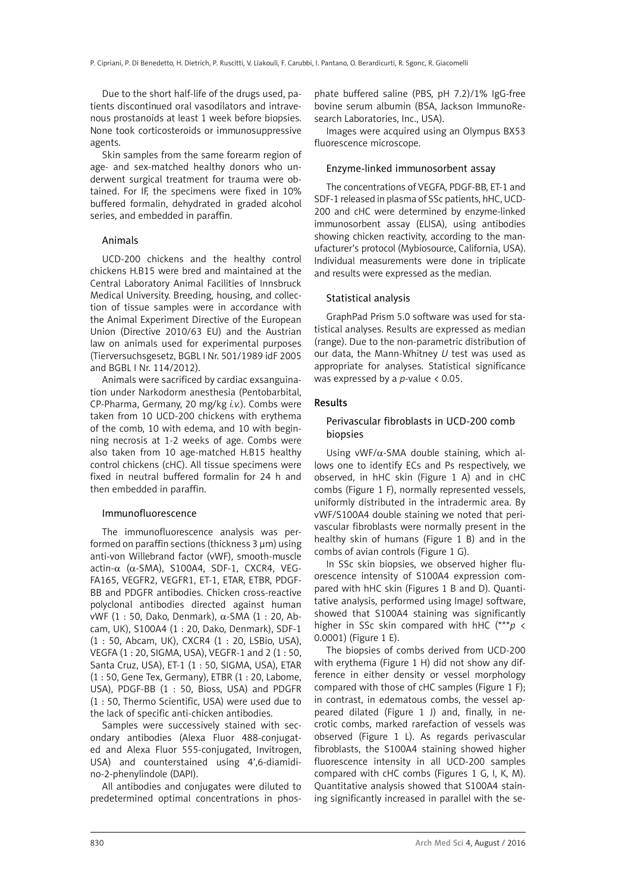Due to the short half-life of the drugs used, patients discontinued oral vasodilators and intravenous prostanoids at least 1 week before biopsies. None took corticosteroids or immunosuppressive agents.

Skin samples from the same forearm region of age- and sex-matched healthy donors who underwent surgical treatment for trauma were obtained. For IF, the specimens were fixed in 10% buffered formalin, dehydrated in graded alcohol series, and embedded in paraffin.

### Animals

UCD-200 chickens and the healthy control chickens H.B15 were bred and maintained at the Central Laboratory Animal Facilities of Innsbruck Medical University. Breeding, housing, and collection of tissue samples were in accordance with the Animal Experiment Directive of the European Union (Directive 2010/63 EU) and the Austrian law on animals used for experimental purposes (Tierversuchsgesetz, BGBL I Nr. 501/1989 idF 2005 and BGBL I Nr. 114/2012).

Animals were sacrificed by cardiac exsanguination under Narkodorm anesthesia (Pentobarbital, CP-Pharma, Germany, 20 mg/kg *i.v.*). Combs were taken from 10 UCD-200 chickens with erythema of the comb, 10 with edema, and 10 with beginning necrosis at 1-2 weeks of age. Combs were also taken from 10 age-matched H.B15 healthy control chickens (cHC). All tissue specimens were fixed in neutral buffered formalin for 24 h and then embedded in paraffin.

### Immunofluorescence

The immunofluorescence analysis was performed on paraffin sections (thickness 3 µm) using anti-von Willebrand factor (vWF), smooth-muscle actin-α (α-SMA), S100A4, SDF-1, CXCR4, VEGFA165, VEGFR2, VEGFR1, ET-1, ETAR, ETBR, PDGF-BB and PDGFR antibodies. Chicken cross-reactive polyclonal antibodies directed against human vWF (1 : 50, Dako, Denmark), α-SMA (1 : 20, Abcam, UK), S100A4 (1 : 20, Dako, Denmark), SDF-1 (1 : 50, Abcam, UK), CXCR4 (1 : 20, LSBio, USA), VEGFA (1 : 20, SIGMA, USA), VEGFR-1 and 2 (1 : 50, Santa Cruz, USA), ET-1 (1 : 50, SIGMA, USA), ETAR (1 : 50, Gene Tex, Germany), ETBR (1 : 20, Labome, USA), PDGF-BB (1 : 50, Bioss, USA) and PDGFR (1 : 50, Thermo Scientific, USA) were used due to the lack of specific anti-chicken antibodies.

Samples were successively stained with secondary antibodies (Alexa Fluor 488-conjugated and Alexa Fluor 555-conjugated, Invitrogen, USA) and counterstained using 4',6-diamidino-2-phenylindole (DAPI).

All antibodies and conjugates were diluted to predetermined optimal concentrations in phosphate buffered saline (PBS, pH 7.2)/1% IgG-free bovine serum albumin (BSA, Jackson ImmunoResearch Laboratories, Inc., USA).

Images were acquired using an Olympus BX53 fluorescence microscope.

### Enzyme-linked immunosorbent assay

The concentrations of VEGFA, PDGF-BB, ET-1 and SDF-1 released in plasma of SSc patients, hHC, UCD-200 and cHC were determined by enzyme-linked immunosorbent assay (ELISA), using antibodies showing chicken reactivity, according to the manufacturer's protocol (Mybiosource, California, USA). Individual measurements were done in triplicate and results were expressed as the median.

### Statistical analysis

GraphPad Prism 5.0 software was used for statistical analyses. Results are expressed as median (range). Due to the non-parametric distribution of our data, the Mann-Whitney *U* test was used as appropriate for analyses. Statistical significance was expressed by a *p*-value < 0.05.

## Results

### Perivascular fibroblasts in UCD-200 comb biopsies

Using vWF/α-SMA double staining, which allows one to identify ECs and Ps respectively, we observed, in hHC skin (Figure 1 A) and in cHC combs (Figure 1 F), normally represented vessels, uniformly distributed in the intradermic area. By vWF/S100A4 double staining we noted that perivascular fibroblasts were normally present in the healthy skin of humans (Figure 1 B) and in the combs of avian controls (Figure 1 G).

In SSc skin biopsies, we observed higher fluorescence intensity of S100A4 expression compared with hHC skin (Figures 1 B and D). Quantitative analysis, performed using ImageJ software, showed that S100A4 staining was significantly higher in SSc skin compared with hHC (***$p$ < 0.0001) (Figure 1 E).

The biopsies of combs derived from UCD-200 with erythema (Figure 1 H) did not show any difference in either density or vessel morphology compared with those of cHC samples (Figure 1 F); in contrast, in edematous combs, the vessel appeared dilated (Figure 1 J) and, finally, in necrotic combs, marked rarefaction of vessels was observed (Figure 1 L). As regards perivascular fibroblasts, the S100A4 staining showed higher fluorescence intensity in all UCD-200 samples compared with cHC combs (Figures 1 G, I, K, M). Quantitative analysis showed that S100A4 staining significantly increased in parallel with the se-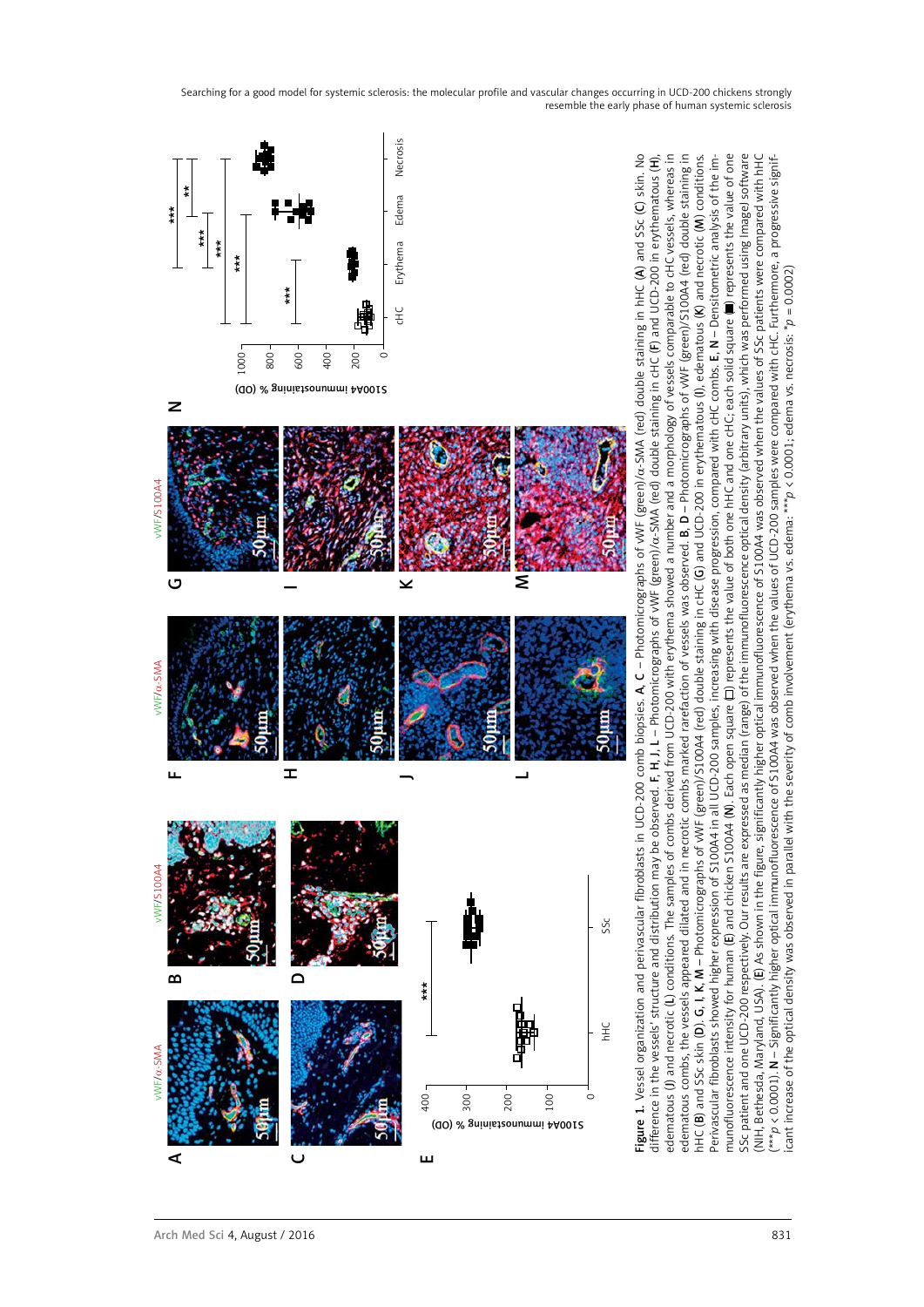**Figure 1.** Vessel organization and perivascular fibroblasts in UCD-200 comb biopsies. **A**, **C** – Photomicrographs of vWF (green)/α-SMA (red) double staining in hHC (**A**) and SSc (**C**) skin. No difference in the vessels' structure and distribution may be observed. **F**, **H**, **J**, **L** – Photomicrographs of vWF (green)/α-SMA (red) double staining in cHC (**F**) and UCD-200 in erythematous (**H**), edematous (**J**) and necrotic (**L**) conditions. The samples of combs derived from UCD-200 with erythema showed a number and a morphology of vessels comparable to cHC vessels, whereas in edematous combs, the vessels appeared dilated and in necrotic combs marked rarefaction of vessels was observed. **B**, **D** – Photomicrographs of vWF (green)/S100A4 (red) double staining in hHC (**B**) and SSc skin (**D**). **G**, **I**, **K**, **M** – Photomicrographs of vWF (green)/S100A4 (red) double staining in cHC (**G**) and UCD-200 in erythematous (**I**), edematous (**K**) and necrotic (**M**) conditions. Perivascular fibroblasts showed higher expression of S100A4 in all UCD-200 samples, increasing with disease progression, compared with cHC combs. **E**, **N** – Densitometric analysis of the immunofluorescence intensity for human (**E**) and chicken S100A4 (**N**). Each open square (□) represents the value of both one hHC and one cHC; each solid square (■) represents the value of one SSc patient and one UCD-200 respectively. Our results are expressed as median (range) of the immunofluorescence optical density (arbitrary units), which was performed using ImageJ software (NIH, Bethesda, Maryland, USA). (**E**) As shown in the figure, significantly higher optical immunofluorescence of S100A4 was observed when the values of SSc patients were compared with hHC (\*\*\*$p < 0.0001$). **N** – Significantly higher optical immunofluorescence of S100A4 was observed when the values of UCD-200 samples were compared with cHC. Furthermore, a progressive significant increase of the optical density was observed in parallel with the severity of comb involvement (erythema vs. edema: \*\*\*$p < 0.0001$; edema vs. necrosis: \*$p = 0.0002$)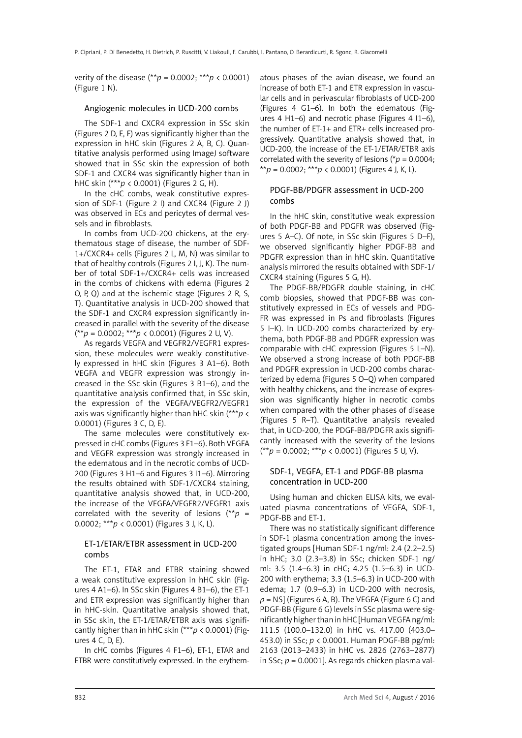verity of the disease (** $p = 0.0002$; *** $p < 0.0001$) (Figure 1 N).

### Angiogenic molecules in UCD-200 combs

The SDF-1 and CXCR4 expression in SSc skin (Figures 2 D, E, F) was significantly higher than the expression in hHC skin (Figures 2 A, B, C). Quantitative analysis performed using ImageJ software showed that in SSc skin the expression of both SDF-1 and CXCR4 was significantly higher than in hHC skin (*** $p < 0.0001$) (Figures 2 G, H).

In the cHC combs, weak constitutive expression of SDF-1 (Figure 2 I) and CXCR4 (Figure 2 J) was observed in ECs and pericytes of dermal vessels and in fibroblasts.

In combs from UCD-200 chickens, at the erythematous stage of disease, the number of SDF-1+/CXCR4+ cells (Figures 2 L, M, N) was similar to that of healthy controls (Figures 2 I, J, K). The number of total SDF-1+/CXCR4+ cells was increased in the combs of chickens with edema (Figures 2 O, P, Q) and at the ischemic stage (Figures 2 R, S, T). Quantitative analysis in UCD-200 showed that the SDF-1 and CXCR4 expression significantly increased in parallel with the severity of the disease (** $p = 0.0002$; *** $p < 0.0001$) (Figures 2 U, V).

As regards VEGFA and VEGFR2/VEGFR1 expression, these molecules were weakly constitutively expressed in hHC skin (Figures 3 A1–6). Both VEGFA and VEGFR expression was strongly increased in the SSc skin (Figures 3 B1–6), and the quantitative analysis confirmed that, in SSc skin, the expression of the VEGFA/VEGFR2/VEGFR1 axis was significantly higher than hHC skin (*** $p < 0.0001$) (Figures 3 C, D, E).

The same molecules were constitutively expressed in cHC combs (Figures 3 F1–6). Both VEGFA and VEGFR expression was strongly increased in the edematous and in the necrotic combs of UCD-200 (Figures 3 H1–6 and Figures 3 I1–6). Mirroring the results obtained with SDF-1/CXCR4 staining, quantitative analysis showed that, in UCD-200, the increase of the VEGFA/VEGFR2/VEGFR1 axis correlated with the severity of lesions (** $p = 0.0002$; *** $p < 0.0001$) (Figures 3 J, K, L).

### ET-1/ETAR/ETBR assessment in UCD-200 combs

The ET-1, ETAR and ETBR staining showed a weak constitutive expression in hHC skin (Figures 4 A1–6). In SSc skin (Figures 4 B1–6), the ET-1 and ETR expression was significantly higher than in hHC-skin. Quantitative analysis showed that, in SSc skin, the ET-1/ETAR/ETBR axis was significantly higher than in hHC skin (*** $p < 0.0001$) (Figures 4 C, D, E).

In cHC combs (Figures 4 F1–6), ET-1, ETAR and ETBR were constitutively expressed. In the erythematous phases of the avian disease, we found an increase of both ET-1 and ETR expression in vascular cells and in perivascular fibroblasts of UCD-200 (Figures 4 G1–6). In both the edematous (Figures 4 H1–6) and necrotic phase (Figures 4 I1–6), the number of ET-1+ and ETR+ cells increased progressively. Quantitative analysis showed that, in UCD-200, the increase of the ET-1/ETAR/ETBR axis correlated with the severity of lesions (* $p = 0.0004$; ** $p = 0.0002$; *** $p < 0.0001$) (Figures 4 J, K, L).

### PDGF-BB/PDGFR assessment in UCD-200 combs

In the hHC skin, constitutive weak expression of both PDGF-BB and PDGFR was observed (Figures 5 A–C). Of note, in SSc skin (Figures 5 D–F), we observed significantly higher PDGF-BB and PDGFR expression than in hHC skin. Quantitative analysis mirrored the results obtained with SDF-1/CXCR4 staining (Figures 5 G, H).

The PDGF-BB/PDGFR double staining, in cHC comb biopsies, showed that PDGF-BB was constitutively expressed in ECs of vessels and PDGFR was expressed in Ps and fibroblasts (Figures 5 I–K). In UCD-200 combs characterized by erythema, both PDGF-BB and PDGFR expression was comparable with cHC expression (Figures 5 L–N). We observed a strong increase of both PDGF-BB and PDGFR expression in UCD-200 combs characterized by edema (Figures 5 O–Q) when compared with healthy chickens, and the increase of expression was significantly higher in necrotic combs when compared with the other phases of disease (Figures 5 R–T). Quantitative analysis revealed that, in UCD-200, the PDGF-BB/PDGFR axis significantly increased with the severity of the lesions (** $p = 0.0002$; *** $p < 0.0001$) (Figures 5 U, V).

### SDF-1, VEGFA, ET-1 and PDGF-BB plasma concentration in UCD-200

Using human and chicken ELISA kits, we evaluated plasma concentrations of VEGFA, SDF-1, PDGF-BB and ET-1.

There was no statistically significant difference in SDF-1 plasma concentration among the investigated groups [Human SDF-1 ng/ml: 2.4 (2.2–2.5) in hHC; 3.0 (2.3–3.8) in SSc; chicken SDF-1 ng/ml: 3.5 (1.4–6.3) in cHC; 4.25 (1.5–6.3) in UCD-200 with erythema; 3.3 (1.5–6.3) in UCD-200 with edema; 1.7 (0.9–6.3) in UCD-200 with necrosis, $p$ = NS] (Figures 6 A, B). The VEGFA (Figure 6 C) and PDGF-BB (Figure 6 G) levels in SSc plasma were significantly higher than in hHC [Human VEGFA ng/ml: 111.5 (100.0–132.0) in hHC vs. 417.00 (403.0–453.0) in SSc; $p < 0.0001$. Human PDGF-BB pg/ml: 2163 (2013–2433) in hHC vs. 2826 (2763–2877) in SSc; $p = 0.0001$]. As regards chicken plasma val-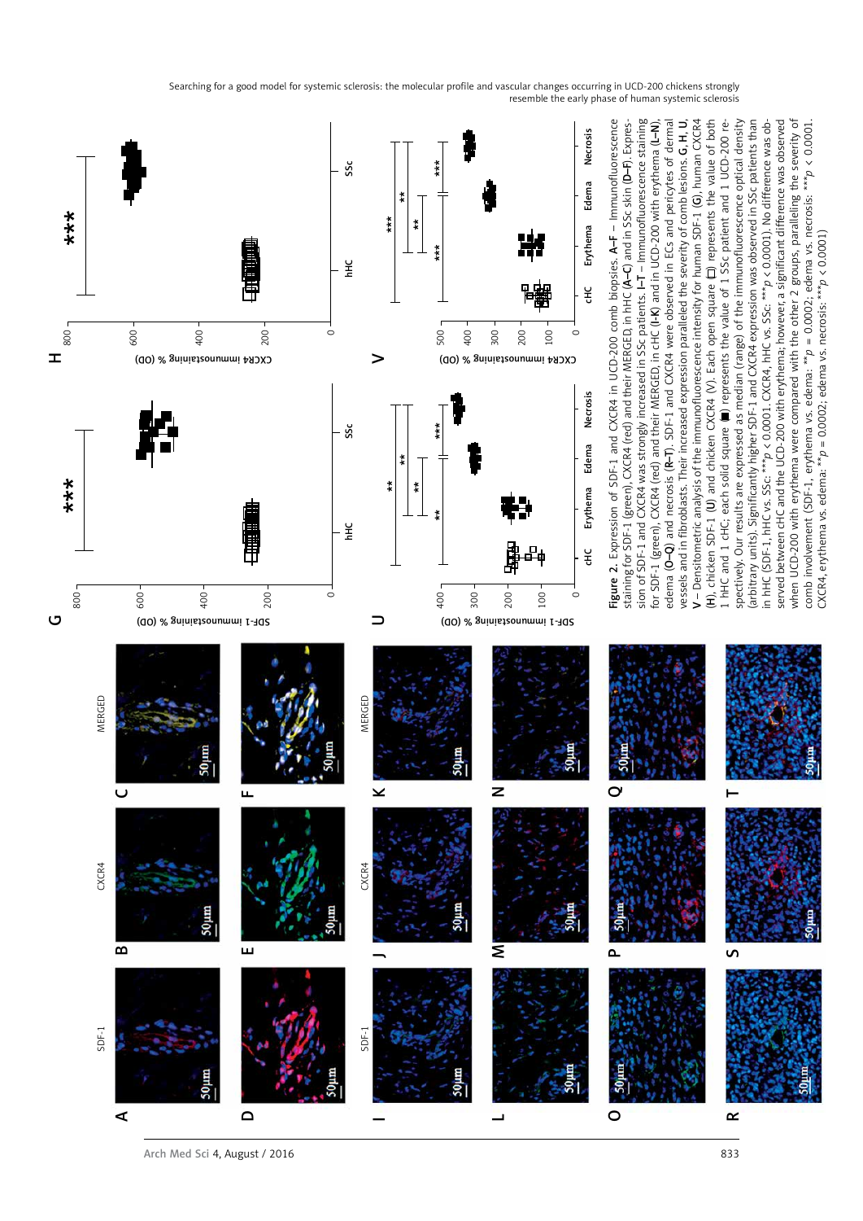**Figure 2.** Expression of SDF-1 and CXCR4 in UCD-200 comb biopsies. **A–F** – Immunofluorescence staining for SDF-1 (green), CXCR4 (red) and their MERGED, in hHC (**A–C**) and in SSc skin (**D–F**). Expression of SDF-1 and CXCR4 was strongly increased in SSc patients. **I–T** – Immunofluorescence staining for SDF-1 (green), CXCR4 (red) and their MERGED, in cHC (**I–K**) and in UCD-200 with erythema (**L–N**), edema (**O–Q**) and necrosis (**R–T**). SDF-1 and CXCR4 were observed in ECs and pericytes of dermal vessels and in fibroblasts. Their increased expression paralleled the severity of comb lesions. **G, H, U, V** – Densitometric analysis of the immunofluorescence intensity for human SDF-1 (**G**), human CXCR4 (**H**), chicken SDF-1 (**U**) and chicken CXCR4 (**V**). Each open square (□) represents the value of both 1 hHC and 1 cHC; each solid square (■) represents the value of 1 SSc patient and 1 UCD-200 respectively. Our results are expressed as median (range) of the immunofluorescence optical density (arbitrary units). Significantly higher SDF-1 and CXCR4 expression was observed in SSc patients than in hHC (SDF-1, hHC vs. SSc: ***$p$ < 0.0001. CXCR4, hHC vs. SSc: ***$p$ < 0.0001). No difference was observed between cHC and the UCD-200 with erythema; however, a significant difference was observed when UCD-200 with erythema were compared with the other 2 groups, paralleling the severity of comb involvement (SDF-1, erythema vs. edema: **$p$ = 0.0002; edema vs. necrosis: ***$p$ < 0.0001. CXCR4, erythema vs. edema: **$p$ = 0.0002; edema vs. necrosis: ***$p$ < 0.0001)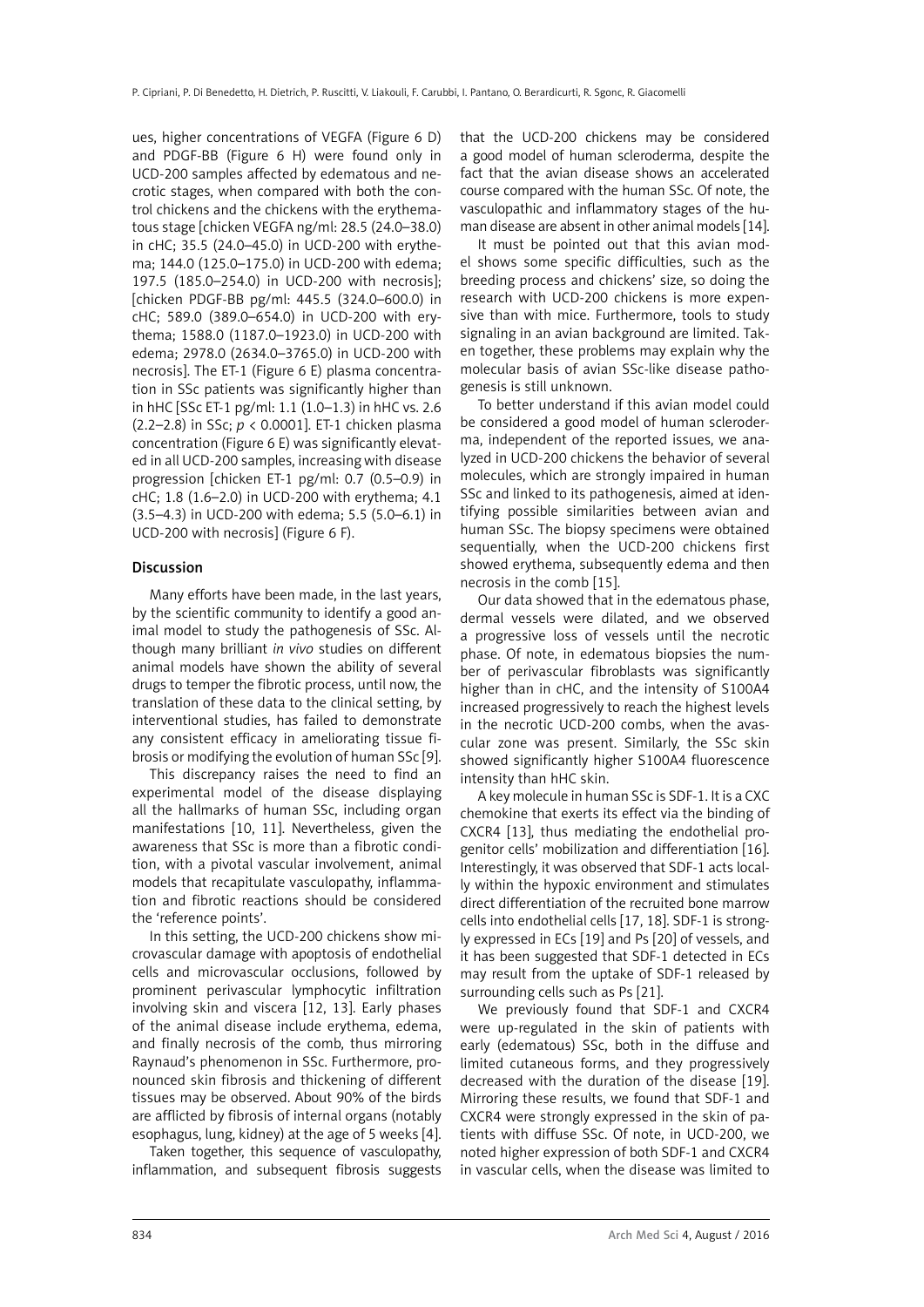ues, higher concentrations of VEGFA (Figure 6 D) and PDGF-BB (Figure 6 H) were found only in UCD-200 samples affected by edematous and necrotic stages, when compared with both the control chickens and the chickens with the erythematous stage [chicken VEGFA ng/ml: 28.5 (24.0–38.0) in cHC; 35.5 (24.0–45.0) in UCD-200 with erythema; 144.0 (125.0–175.0) in UCD-200 with edema; 197.5 (185.0–254.0) in UCD-200 with necrosis]; [chicken PDGF-BB pg/ml: 445.5 (324.0–600.0) in cHC; 589.0 (389.0–654.0) in UCD-200 with erythema; 1588.0 (1187.0–1923.0) in UCD-200 with edema; 2978.0 (2634.0–3765.0) in UCD-200 with necrosis]. The ET-1 (Figure 6 E) plasma concentration in SSc patients was significantly higher than in hHC [SSc ET-1 pg/ml: 1.1 (1.0–1.3) in hHC vs. 2.6 (2.2–2.8) in SSc; $p < 0.0001$]. ET-1 chicken plasma concentration (Figure 6 E) was significantly elevated in all UCD-200 samples, increasing with disease progression [chicken ET-1 pg/ml: 0.7 (0.5–0.9) in cHC; 1.8 (1.6–2.0) in UCD-200 with erythema; 4.1 (3.5–4.3) in UCD-200 with edema; 5.5 (5.0–6.1) in UCD-200 with necrosis] (Figure 6 F).

## Discussion

Many efforts have been made, in the last years, by the scientific community to identify a good animal model to study the pathogenesis of SSc. Although many brilliant *in vivo* studies on different animal models have shown the ability of several drugs to temper the fibrotic process, until now, the translation of these data to the clinical setting, by interventional studies, has failed to demonstrate any consistent efficacy in ameliorating tissue fibrosis or modifying the evolution of human SSc [9].

This discrepancy raises the need to find an experimental model of the disease displaying all the hallmarks of human SSc, including organ manifestations [10, 11]. Nevertheless, given the awareness that SSc is more than a fibrotic condition, with a pivotal vascular involvement, animal models that recapitulate vasculopathy, inflammation and fibrotic reactions should be considered the 'reference points'.

In this setting, the UCD-200 chickens show microvascular damage with apoptosis of endothelial cells and microvascular occlusions, followed by prominent perivascular lymphocytic infiltration involving skin and viscera [12, 13]. Early phases of the animal disease include erythema, edema, and finally necrosis of the comb, thus mirroring Raynaud's phenomenon in SSc. Furthermore, pronounced skin fibrosis and thickening of different tissues may be observed. About 90% of the birds are afflicted by fibrosis of internal organs (notably esophagus, lung, kidney) at the age of 5 weeks [4].

Taken together, this sequence of vasculopathy, inflammation, and subsequent fibrosis suggests that the UCD-200 chickens may be considered a good model of human scleroderma, despite the fact that the avian disease shows an accelerated course compared with the human SSc. Of note, the vasculopathic and inflammatory stages of the human disease are absent in other animal models [14].

It must be pointed out that this avian model shows some specific difficulties, such as the breeding process and chickens' size, so doing the research with UCD-200 chickens is more expensive than with mice. Furthermore, tools to study signaling in an avian background are limited. Taken together, these problems may explain why the molecular basis of avian SSc-like disease pathogenesis is still unknown.

To better understand if this avian model could be considered a good model of human scleroderma, independent of the reported issues, we analyzed in UCD-200 chickens the behavior of several molecules, which are strongly impaired in human SSc and linked to its pathogenesis, aimed at identifying possible similarities between avian and human SSc. The biopsy specimens were obtained sequentially, when the UCD-200 chickens first showed erythema, subsequently edema and then necrosis in the comb [15].

Our data showed that in the edematous phase, dermal vessels were dilated, and we observed a progressive loss of vessels until the necrotic phase. Of note, in edematous biopsies the number of perivascular fibroblasts was significantly higher than in cHC, and the intensity of S100A4 increased progressively to reach the highest levels in the necrotic UCD-200 combs, when the avascular zone was present. Similarly, the SSc skin showed significantly higher S100A4 fluorescence intensity than hHC skin.

A key molecule in human SSc is SDF-1. It is a CXC chemokine that exerts its effect via the binding of CXCR4 [13], thus mediating the endothelial progenitor cells' mobilization and differentiation [16]. Interestingly, it was observed that SDF-1 acts locally within the hypoxic environment and stimulates direct differentiation of the recruited bone marrow cells into endothelial cells [17, 18]. SDF-1 is strongly expressed in ECs [19] and Ps [20] of vessels, and it has been suggested that SDF-1 detected in ECs may result from the uptake of SDF-1 released by surrounding cells such as Ps [21].

We previously found that SDF-1 and CXCR4 were up-regulated in the skin of patients with early (edematous) SSc, both in the diffuse and limited cutaneous forms, and they progressively decreased with the duration of the disease [19]. Mirroring these results, we found that SDF-1 and CXCR4 were strongly expressed in the skin of patients with diffuse SSc. Of note, in UCD-200, we noted higher expression of both SDF-1 and CXCR4 in vascular cells, when the disease was limited to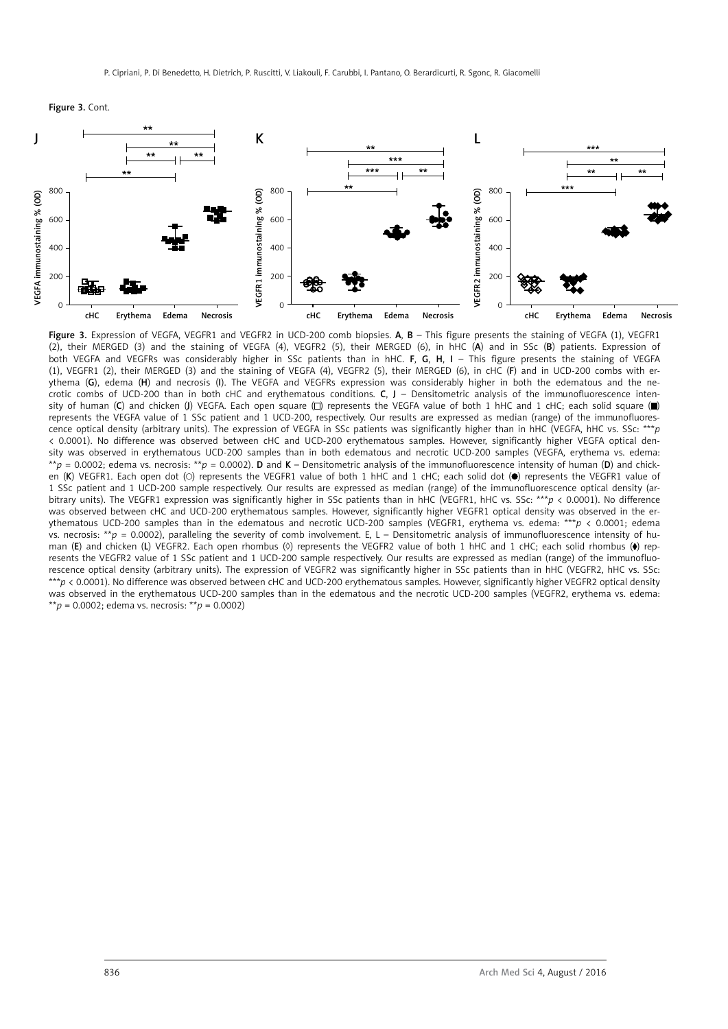Figure 3. Cont.

Figure 3. Expression of VEGFA, VEGFR1 and VEGFR2 in UCD-200 comb biopsies. **A**, **B** – This figure presents the staining of VEGFA (1), VEGFR1 (2), their MERGED (3) and the staining of VEGFA (4), VEGFR2 (5), their MERGED (6), in hHC (**A**) and in SSc (**B**) patients. Expression of both VEGFA and VEGFRs was considerably higher in SSc patients than in hHC. **F**, **G**, **H**, **I** – This figure presents the staining of VEGFA (1), VEGFR1 (2), their MERGED (3) and the staining of VEGFA (4), VEGFR2 (5), their MERGED (6), in cHC (**F**) and in UCD-200 combs with erythema (**G**), edema (**H**) and necrosis (**I**). The VEGFA and VEGFRs expression was considerably higher in both the edematous and the necrotic combs of UCD-200 than in both cHC and erythematous conditions. **C**, **J** – Densitometric analysis of the immunofluorescence intensity of human (**C**) and chicken (**J**) VEGFA. Each open square (□) represents the VEGFA value of both 1 hHC and 1 cHC; each solid square (■) represents the VEGFA value of 1 SSc patient and 1 UCD-200, respectively. Our results are expressed as median (range) of the immunofluorescence optical density (arbitrary units). The expression of VEGFA in SSc patients was significantly higher than in hHC (VEGFA, hHC vs. SSc: ***$p < 0.0001$). No difference was observed between cHC and UCD-200 erythematous samples. However, significantly higher VEGFA optical density was observed in erythematous UCD-200 samples than in both edematous and necrotic UCD-200 samples (VEGFA, erythema vs. edema: **$p = 0.0002$; edema vs. necrosis: **$p = 0.0002$). **D** and **K** – Densitometric analysis of the immunofluorescence intensity of human (**D**) and chicken (**K**) VEGFR1. Each open dot (○) represents the VEGFR1 value of both 1 hHC and 1 cHC; each solid dot (●) represents the VEGFR1 value of 1 SSc patient and 1 UCD-200 sample respectively. Our results are expressed as median (range) of the immunofluorescence optical density (arbitrary units). The VEGFR1 expression was significantly higher in SSc patients than in hHC (VEGFR1, hHC vs. SSc: ***$p < 0.0001$). No difference was observed between cHC and UCD-200 erythematous samples. However, significantly higher VEGFR1 optical density was observed in the erythematous UCD-200 samples than in the edematous and necrotic UCD-200 samples (VEGFR1, erythema vs. edema: ***$p < 0.0001$; edema vs. necrosis: **$p = 0.0002$), paralleling the severity of comb involvement. E, L – Densitometric analysis of immunofluorescence intensity of human (**E**) and chicken (**L**) VEGFR2. Each open rhombus (◊) represents the VEGFR2 value of both 1 hHC and 1 cHC; each solid rhombus (⧫) represents the VEGFR2 value of 1 SSc patient and 1 UCD-200 sample respectively. Our results are expressed as median (range) of the immunofluorescence optical density (arbitrary units). The expression of VEGFR2 was significantly higher in SSc patients than in hHC (VEGFR2, hHC vs. SSc: ***$p < 0.0001$). No difference was observed between cHC and UCD-200 erythematous samples. However, significantly higher VEGFR2 optical density was observed in the erythematous UCD-200 samples than in the edematous and the necrotic UCD-200 samples (VEGFR2, erythema vs. edema: **$p = 0.0002$; edema vs. necrosis: **$p = 0.0002$)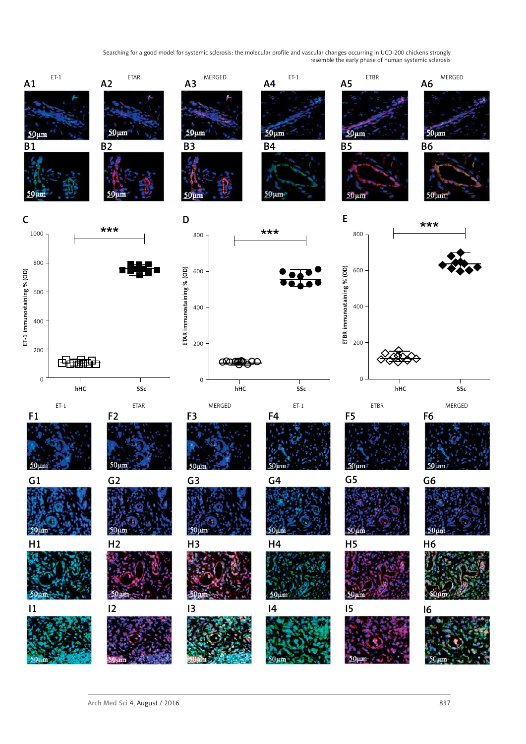ET-1 ETAR MERGED ET-1 ETBR MERGED

A1 A2 A3 A4 A5 A6

B1 B2 B3 B4 B5 B6

C

ET-1 immunostaining % (OD)

1000, 800, 600, 400, 200, 0

hHC SSc

***

D

ETAR immunostaining % (OD)

800, 600, 400, 200, 0

hHC SSc

***

E

ETBR immunostaining % (OD)

800, 600, 400, 200, 0

hHC SSc

***

ET-1 ETAR MERGED ET-1 ETBR MERGED

F1 F2 F3 F4 F5 F6

G1 G2 G3 G4 G5 G6

H1 H2 H3 H4 H5 H6

I1 I2 I3 I4 I5 I6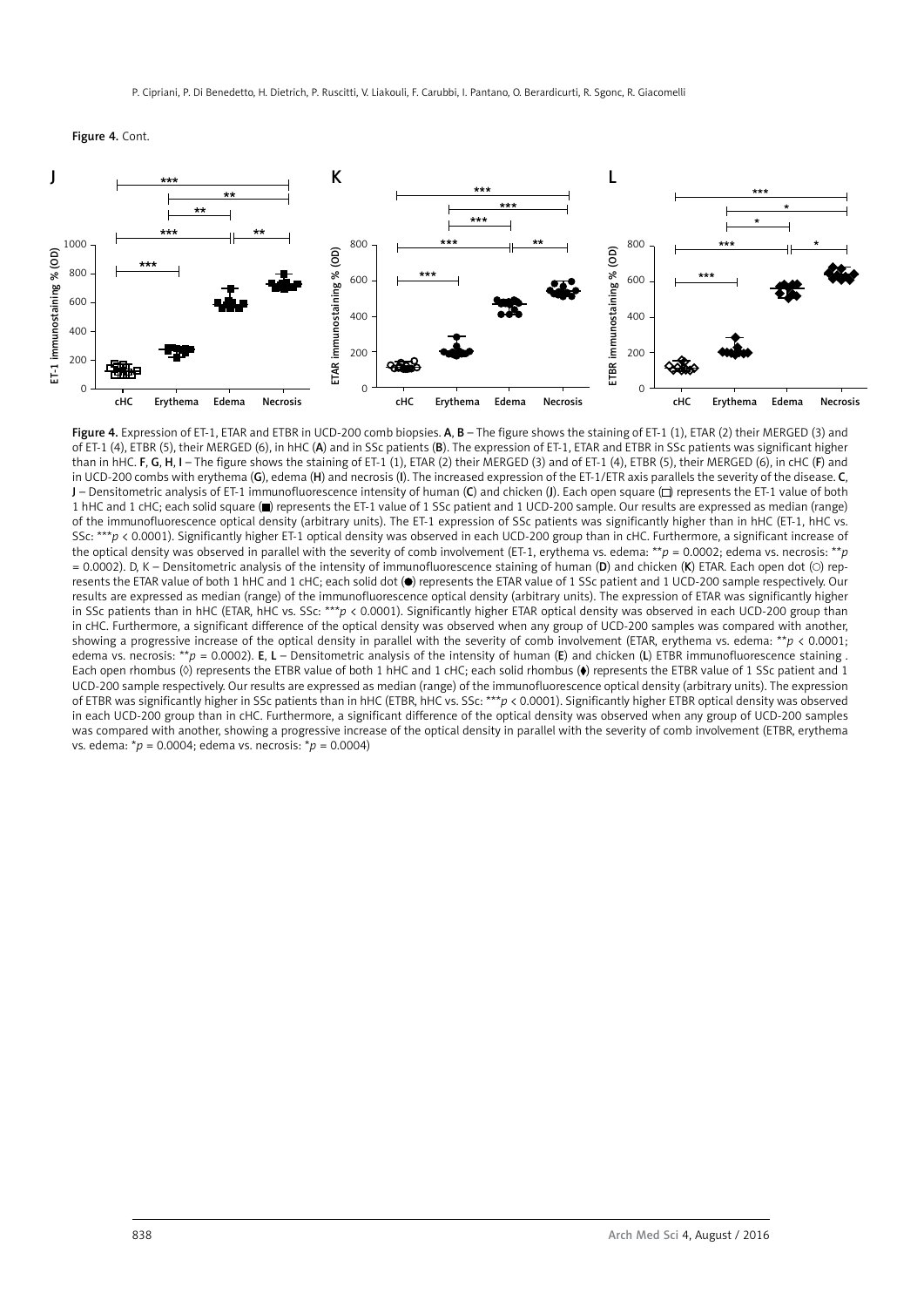Figure 4. Cont.

Figure 4. Expression of ET-1, ETAR and ETBR in UCD-200 comb biopsies. **A**, **B** – The figure shows the staining of ET-1 (1), ETAR (2) their MERGED (3) and of ET-1 (4), ETBR (5), their MERGED (6), in hHC (**A**) and in SSc patients (**B**). The expression of ET-1, ETAR and ETBR in SSc patients was significant higher than in hHC. **F**, **G**, **H**, **I** – The figure shows the staining of ET-1 (1), ETAR (2) their MERGED (3) and of ET-1 (4), ETBR (5), their MERGED (6), in cHC (**F**) and in UCD-200 combs with erythema (**G**), edema (**H**) and necrosis (**I**). The increased expression of the ET-1/ETR axis parallels the severity of the disease. **C**, **J** – Densitometric analysis of ET-1 immunofluorescence intensity of human (**C**) and chicken (**J**). Each open square (□) represents the ET-1 value of both 1 hHC and 1 cHC; each solid square (■) represents the ET-1 value of 1 SSc patient and 1 UCD-200 sample. Our results are expressed as median (range) of the immunofluorescence optical density (arbitrary units). The ET-1 expression of SSc patients was significantly higher than in hHC (ET-1, hHC vs. SSc: ***$p$ < 0.0001). Significantly higher ET-1 optical density was observed in each UCD-200 group than in cHC. Furthermore, a significant increase of the optical density was observed in parallel with the severity of comb involvement (ET-1, erythema vs. edema: **$p$ = 0.0002; edema vs. necrosis: **$p$ = 0.0002). D, K – Densitometric analysis of the intensity of immunofluorescence staining of human (**D**) and chicken (**K**) ETAR. Each open dot (○) represents the ETAR value of both 1 hHC and 1 cHC; each solid dot (●) represents the ETAR value of 1 SSc patient and 1 UCD-200 sample respectively. Our results are expressed as median (range) of the immunofluorescence optical density (arbitrary units). The expression of ETAR was significantly higher in SSc patients than in hHC (ETAR, hHC vs. SSc: ***$p$ < 0.0001). Significantly higher ETAR optical density was observed in each UCD-200 group than in cHC. Furthermore, a significant difference of the optical density was observed when any group of UCD-200 samples was compared with another, showing a progressive increase of the optical density in parallel with the severity of comb involvement (ETAR, erythema vs. edema: **$p$ < 0.0001; edema vs. necrosis: **$p$ = 0.0002). **E**, **L** – Densitometric analysis of the intensity of human (**E**) and chicken (**L**) ETBR immunofluorescence staining . Each open rhombus (◊) represents the ETBR value of both 1 hHC and 1 cHC; each solid rhombus (♦) represents the ETBR value of 1 SSc patient and 1 UCD-200 sample respectively. Our results are expressed as median (range) of the immunofluorescence optical density (arbitrary units). The expression of ETBR was significantly higher in SSc patients than in hHC (ETBR, hHC vs. SSc: ***$p$ < 0.0001). Significantly higher ETBR optical density was observed in each UCD-200 group than in cHC. Furthermore, a significant difference of the optical density was observed when any group of UCD-200 samples was compared with another, showing a progressive increase of the optical density in parallel with the severity of comb involvement (ETBR, erythema vs. edema: *$p$ = 0.0004; edema vs. necrosis: *$p$ = 0.0004)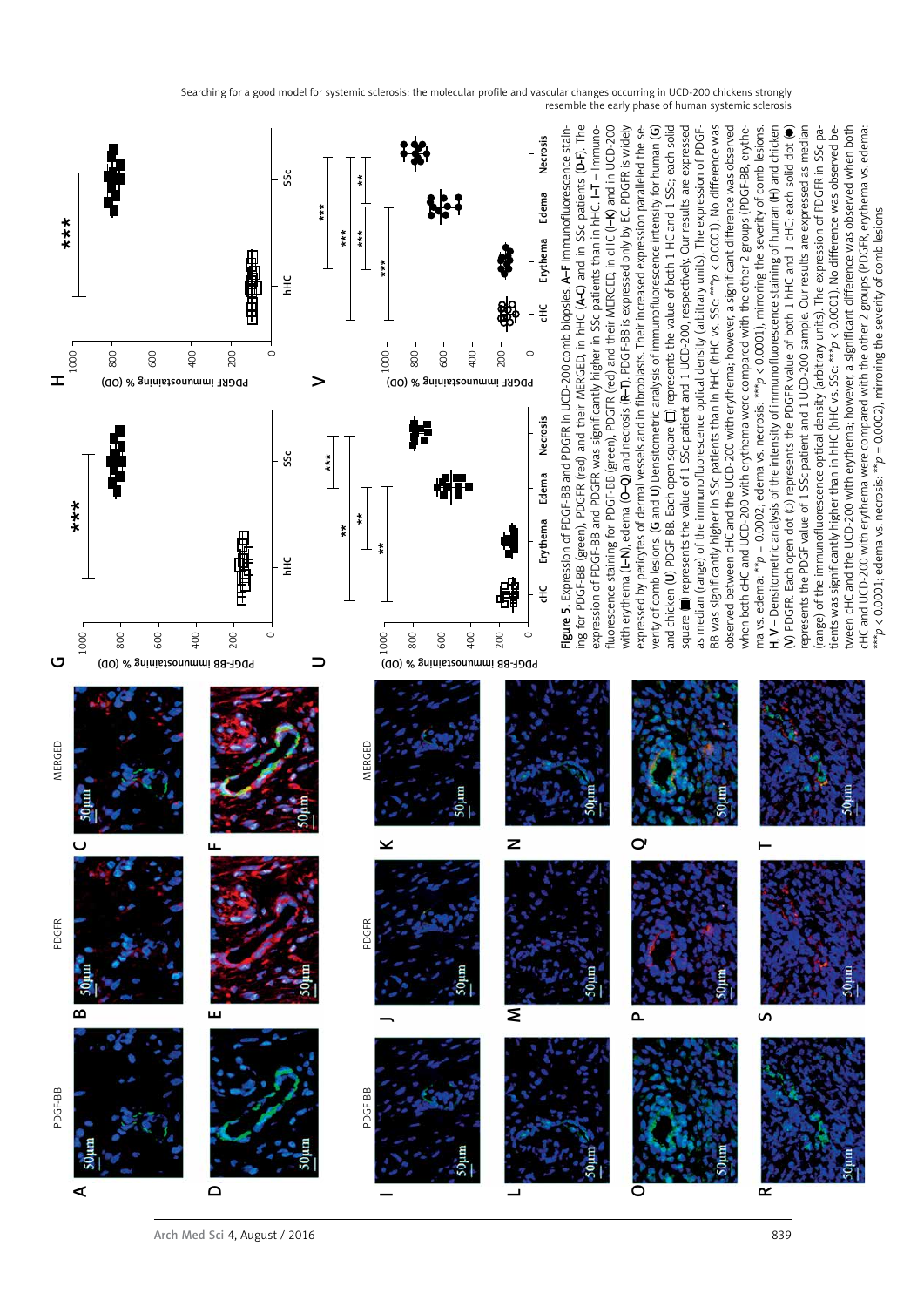**Figure 5.** Expression of PDGF-BB and PDGFR in UCD-200 comb biopsies. **A–F** Immunofluorescence staining for PDGF-BB (green), PDGFR (red) and their MERGED, in hHC (**A–C**) and in SSc patients (**D–F**). The expression of PDGF-BB and PDGFR was significantly higher in SSc patients than in hHC. **I–T** – Immunofluorescence staining for PDGF-BB (green), PDGFR (red) and their MERGED, in cHC (**I–K**) and in UCD-200 with erythema (**L–N**), edema (**O–Q**) and necrosis (**R–T**). PDGF-BB is expressed only by EC. PDGFR is widely expressed by pericytes of dermal vessels and in fibroblasts. Their increased expression paralleled the severity of comb lesions. (**G** and **U**) Densitometric analysis of immunofluorescence intensity for human (**G**) and chicken (**U**) PDGF-BB. Each open square (□) represents the value of both 1 HC and 1 SSc; each solid square (■) represents the value of 1 SSc patient and 1 UCD-200, respectively. Our results are expressed as median (range) of the immunofluorescence optical density (arbitrary units). The expression of PDGF-BB was significantly higher in SSc patients than in hHC (hHC vs. SSc: ***$p$ < 0.0001). No difference was observed between cHC and the UCD-200 with erythema; however, a significant difference was observed when both cHC and UCD-200 with erythema were compared with the other 2 groups (PDGF-BB, erythema vs. edema: **$p$ = 0.0002; edema vs. necrosis: **$p$ < 0.0001), mirroring the severity of comb lesions. **H, V** – Densitometric analysis of the intensity of immunofluorescence staining of human (**H**) and chicken (**V**) PDGFR. Each open dot (○) represents the PDGFR value of both 1 hHC and 1 cHC; each solid dot (●) represents the PDGF value of 1 SSc patient and 1 UCD-200 sample. Our results are expressed as median (range) of the immunofluorescence optical density (arbitrary units). The expression of PDGFR in SSc patients was significantly higher than in hHC (hHC vs. SSc: **$p$ < 0.0001). No difference was observed between cHC and the UCD-200 with erythema; however, a significant difference was observed when both cHC and UCD-200 with erythema were compared with the other 2 groups (PDGFR, erythema vs. edema: ***$p$ < 0.0001; edema vs. necrosis: **$p$ = 0.0002), mirroring the severity of comb lesions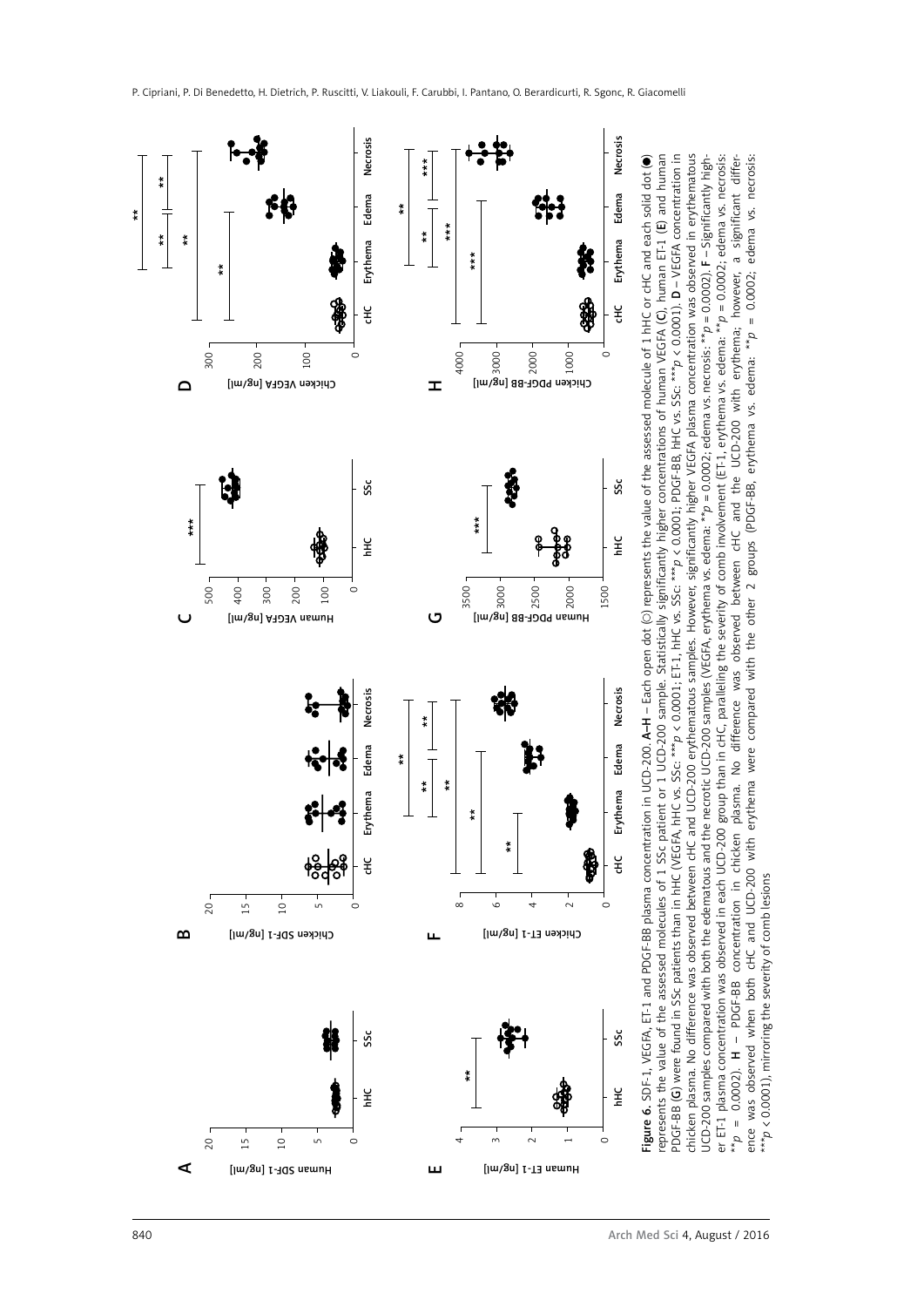**Figure 6.** SDF-1, VEGFA, ET-1 and PDGF-BB plasma concentration in UCD-200. **A–H** – Each open dot (○) represents the value of the assessed molecule of 1 hHC or cHC and each solid dot (●) represents the value of the assessed molecules of 1 SSc patient or 1 UCD-200 sample. Statistically significantly higher concentrations of human VEGFA (**C**), human ET-1 (**E**) and human PDGF-BB (**G**) were found in SSc patients than in hHC (VEGFA, hHC vs. SSc: $***p < 0.0001$; ET-1, hHC vs. SSc: $***p < 0.0001$; PDGF-BB, hHC vs. SSc: $***p < 0.0001$). **D** – VEGFA concentration in chicken plasma. No difference was observed between cHC and UCD-200 erythematous samples. However, significantly higher VEGFA plasma concentration was observed in erythematous UCD-200 samples compared with both the edematous and the necrotic UCD-200 samples (VEGFA, erythema vs. edema: $**p = 0.0002$; edema vs. necrosis: $**p = 0.0002$). **F** – Significantly higher ET-1 plasma concentration was observed in each UCD-200 group than in cHC, paralleling the severity of comb involvement (ET-1, erythema vs. edema: $**p = 0.0002$; edema vs. necrosis: $**p = 0.0002$). **H** – PDGF-BB concentration in chicken plasma. No difference was observed between cHC and the UCD-200 with erythema; however, a significant difference was observed when both cHC and UCD-200 with erythema were compared with the other 2 groups (PDGF-BB, erythema vs. edema: $**p = 0.0002$; edema vs. necrosis: $***p < 0.0001$), mirroring the severity of comb lesions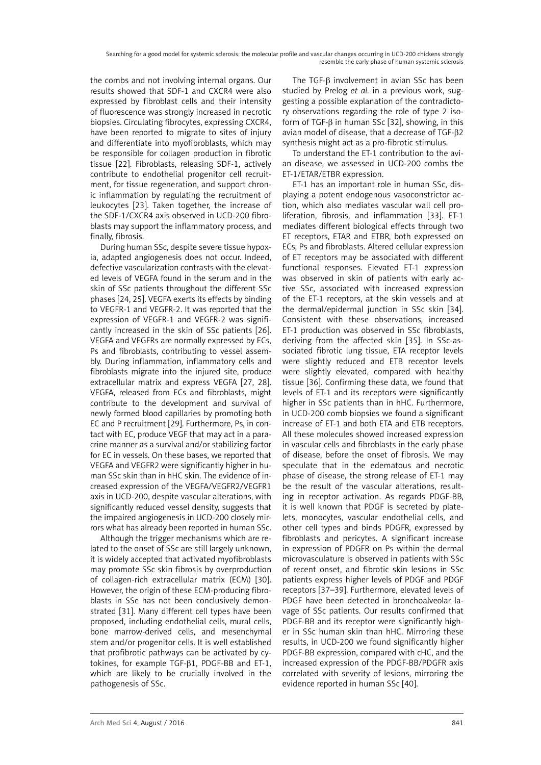the combs and not involving internal organs. Our results showed that SDF-1 and CXCR4 were also expressed by fibroblast cells and their intensity of fluorescence was strongly increased in necrotic biopsies. Circulating fibrocytes, expressing CXCR4, have been reported to migrate to sites of injury and differentiate into myofibroblasts, which may be responsible for collagen production in fibrotic tissue [22]. Fibroblasts, releasing SDF-1, actively contribute to endothelial progenitor cell recruitment, for tissue regeneration, and support chronic inflammation by regulating the recruitment of leukocytes [23]. Taken together, the increase of the SDF-1/CXCR4 axis observed in UCD-200 fibroblasts may support the inflammatory process, and finally, fibrosis.

During human SSc, despite severe tissue hypoxia, adapted angiogenesis does not occur. Indeed, defective vascularization contrasts with the elevated levels of VEGFA found in the serum and in the skin of SSc patients throughout the different SSc phases [24, 25]. VEGFA exerts its effects by binding to VEGFR-1 and VEGFR-2. It was reported that the expression of VEGFR-1 and VEGFR-2 was significantly increased in the skin of SSc patients [26]. VEGFA and VEGFRs are normally expressed by ECs, Ps and fibroblasts, contributing to vessel assembly. During inflammation, inflammatory cells and fibroblasts migrate into the injured site, produce extracellular matrix and express VEGFA [27, 28]. VEGFA, released from ECs and fibroblasts, might contribute to the development and survival of newly formed blood capillaries by promoting both EC and P recruitment [29]. Furthermore, Ps, in contact with EC, produce VEGF that may act in a paracrine manner as a survival and/or stabilizing factor for EC in vessels. On these bases, we reported that VEGFA and VEGFR2 were significantly higher in human SSc skin than in hHC skin. The evidence of increased expression of the VEGFA/VEGFR2/VEGFR1 axis in UCD-200, despite vascular alterations, with significantly reduced vessel density, suggests that the impaired angiogenesis in UCD-200 closely mirrors what has already been reported in human SSc.

Although the trigger mechanisms which are related to the onset of SSc are still largely unknown, it is widely accepted that activated myofibroblasts may promote SSc skin fibrosis by overproduction of collagen-rich extracellular matrix (ECM) [30]. However, the origin of these ECM-producing fibroblasts in SSc has not been conclusively demonstrated [31]. Many different cell types have been proposed, including endothelial cells, mural cells, bone marrow-derived cells, and mesenchymal stem and/or progenitor cells. It is well established that profibrotic pathways can be activated by cytokines, for example TGF-β1, PDGF-BB and ET-1, which are likely to be crucially involved in the pathogenesis of SSc.

The TGF-β involvement in avian SSc has been studied by Prelog *et al.* in a previous work, suggesting a possible explanation of the contradictory observations regarding the role of type 2 isoform of TGF-β in human SSc [32], showing, in this avian model of disease, that a decrease of TGF-β2 synthesis might act as a pro-fibrotic stimulus.

To understand the ET-1 contribution to the avian disease, we assessed in UCD-200 combs the ET-1/ETAR/ETBR expression.

ET-1 has an important role in human SSc, displaying a potent endogenous vasoconstrictor action, which also mediates vascular wall cell proliferation, fibrosis, and inflammation [33]. ET-1 mediates different biological effects through two ET receptors, ETAR and ETBR, both expressed on ECs, Ps and fibroblasts. Altered cellular expression of ET receptors may be associated with different functional responses. Elevated ET-1 expression was observed in skin of patients with early active SSc, associated with increased expression of the ET-1 receptors, at the skin vessels and at the dermal/epidermal junction in SSc skin [34]. Consistent with these observations, increased ET-1 production was observed in SSc fibroblasts, deriving from the affected skin [35]. In SSc-associated fibrotic lung tissue, ETA receptor levels were slightly reduced and ETB receptor levels were slightly elevated, compared with healthy tissue [36]. Confirming these data, we found that levels of ET-1 and its receptors were significantly higher in SSc patients than in hHC. Furthermore, in UCD-200 comb biopsies we found a significant increase of ET-1 and both ETA and ETB receptors. All these molecules showed increased expression in vascular cells and fibroblasts in the early phase of disease, before the onset of fibrosis. We may speculate that in the edematous and necrotic phase of disease, the strong release of ET-1 may be the result of the vascular alterations, resulting in receptor activation. As regards PDGF-BB, it is well known that PDGF is secreted by platelets, monocytes, vascular endothelial cells, and other cell types and binds PDGFR, expressed by fibroblasts and pericytes. A significant increase in expression of PDGFR on Ps within the dermal microvasculature is observed in patients with SSc of recent onset, and fibrotic skin lesions in SSc patients express higher levels of PDGF and PDGF receptors [37–39]. Furthermore, elevated levels of PDGF have been detected in bronchoalveolar lavage of SSc patients. Our results confirmed that PDGF-BB and its receptor were significantly higher in SSc human skin than hHC. Mirroring these results, in UCD-200 we found significantly higher PDGF-BB expression, compared with cHC, and the increased expression of the PDGF-BB/PDGFR axis correlated with severity of lesions, mirroring the evidence reported in human SSc [40].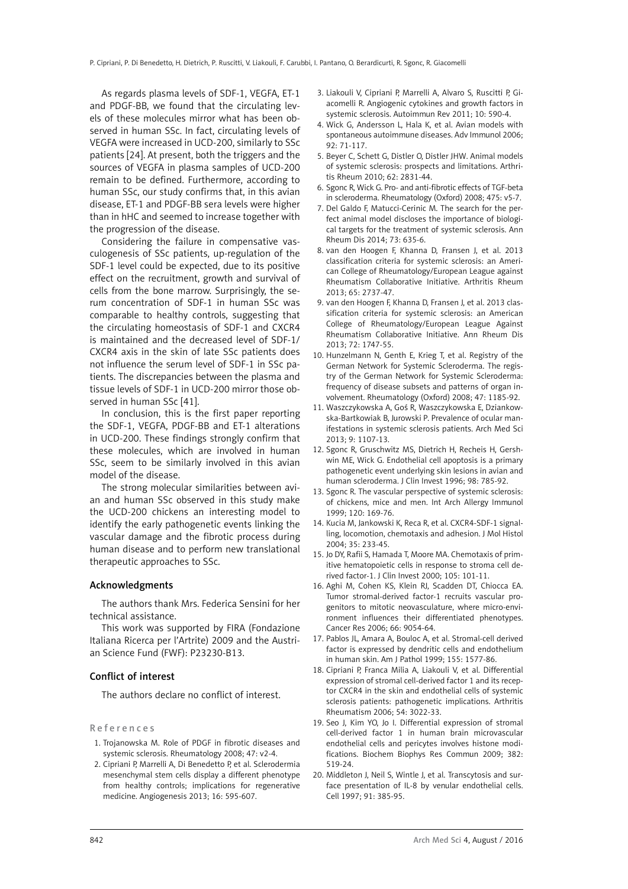As regards plasma levels of SDF-1, VEGFA, ET-1 and PDGF-BB, we found that the circulating levels of these molecules mirror what has been observed in human SSc. In fact, circulating levels of VEGFA were increased in UCD-200, similarly to SSc patients [24]. At present, both the triggers and the sources of VEGFA in plasma samples of UCD-200 remain to be defined. Furthermore, according to human SSc, our study confirms that, in this avian disease, ET-1 and PDGF-BB sera levels were higher than in hHC and seemed to increase together with the progression of the disease.

Considering the failure in compensative vasculogenesis of SSc patients, up-regulation of the SDF-1 level could be expected, due to its positive effect on the recruitment, growth and survival of cells from the bone marrow. Surprisingly, the serum concentration of SDF-1 in human SSc was comparable to healthy controls, suggesting that the circulating homeostasis of SDF-1 and CXCR4 is maintained and the decreased level of SDF-1/CXCR4 axis in the skin of late SSc patients does not influence the serum level of SDF-1 in SSc patients. The discrepancies between the plasma and tissue levels of SDF-1 in UCD-200 mirror those observed in human SSc [41].

In conclusion, this is the first paper reporting the SDF-1, VEGFA, PDGF-BB and ET-1 alterations in UCD-200. These findings strongly confirm that these molecules, which are involved in human SSc, seem to be similarly involved in this avian model of the disease.

The strong molecular similarities between avian and human SSc observed in this study make the UCD-200 chickens an interesting model to identify the early pathogenetic events linking the vascular damage and the fibrotic process during human disease and to perform new translational therapeutic approaches to SSc.

## Acknowledgments

The authors thank Mrs. Federica Sensini for her technical assistance.

This work was supported by FIRA (Fondazione Italiana Ricerca per l'Artrite) 2009 and the Austrian Science Fund (FWF): P23230-B13.

## Conflict of interest

The authors declare no conflict of interest.

## References

1. Trojanowska M. Role of PDGF in fibrotic diseases and systemic sclerosis. Rheumatology 2008; 47: v2-4.
2. Cipriani P, Marrelli A, Di Benedetto P, et al. Sclerodermia mesenchymal stem cells display a different phenotype from healthy controls; implications for regenerative medicine. Angiogenesis 2013; 16: 595-607.
3. Liakouli V, Cipriani P, Marrelli A, Alvaro S, Ruscitti P, Giacomelli R. Angiogenic cytokines and growth factors in systemic sclerosis. Autoimmun Rev 2011; 10: 590-4.
4. Wick G, Andersson L, Hala K, et al. Avian models with spontaneous autoimmune diseases. Adv Immunol 2006; 92: 71-117.
5. Beyer C, Schett G, Distler O, Distler JHW. Animal models of systemic sclerosis: prospects and limitations. Arthritis Rheum 2010; 62: 2831-44.
6. Sgonc R, Wick G. Pro- and anti-fibrotic effects of TGF-beta in scleroderma. Rheumatology (Oxford) 2008; 475: v5-7.
7. Del Galdo F, Matucci-Cerinic M. The search for the perfect animal model discloses the importance of biological targets for the treatment of systemic sclerosis. Ann Rheum Dis 2014; 73: 635-6.
8. van den Hoogen F, Khanna D, Fransen J, et al. 2013 classification criteria for systemic sclerosis: an American College of Rheumatology/European League against Rheumatism Collaborative Initiative. Arthritis Rheum 2013; 65: 2737-47.
9. van den Hoogen F, Khanna D, Fransen J, et al. 2013 classification criteria for systemic sclerosis: an American College of Rheumatology/European League Against Rheumatism Collaborative Initiative. Ann Rheum Dis 2013; 72: 1747-55.
10. Hunzelmann N, Genth E, Krieg T, et al. Registry of the German Network for Systemic Scleroderma. The registry of the German Network for Systemic Scleroderma: frequency of disease subsets and patterns of organ involvement. Rheumatology (Oxford) 2008; 47: 1185-92.
11. Waszczykowska A, Goś R, Waszczykowska E, Dziankowska-Bartkowiak B, Jurowski P. Prevalence of ocular manifestations in systemic sclerosis patients. Arch Med Sci 2013; 9: 1107-13.
12. Sgonc R, Gruschwitz MS, Dietrich H, Recheis H, Gershwin ME, Wick G. Endothelial cell apoptosis is a primary pathogenetic event underlying skin lesions in avian and human scleroderma. J Clin Invest 1996; 98: 785-92.
13. Sgonc R. The vascular perspective of systemic sclerosis: of chickens, mice and men. Int Arch Allergy Immunol 1999; 120: 169-76.
14. Kucia M, Jankowski K, Reca R, et al. CXCR4-SDF-1 signalling, locomotion, chemotaxis and adhesion. J Mol Histol 2004; 35: 233-45.
15. Jo DY, Rafii S, Hamada T, Moore MA. Chemotaxis of primitive hematopoietic cells in response to stroma cell derived factor-1. J Clin Invest 2000; 105: 101-11.
16. Aghi M, Cohen KS, Klein RJ, Scadden DT, Chiocca EA. Tumor stromal-derived factor-1 recruits vascular progenitors to mitotic neovasculature, where micro-environment influences their differentiated phenotypes. Cancer Res 2006; 66: 9054-64.
17. Pablos JL, Amara A, Bouloc A, et al. Stromal-cell derived factor is expressed by dendritic cells and endothelium in human skin. Am J Pathol 1999; 155: 1577-86.
18. Cipriani P, Franca Milia A, Liakouli V, et al. Differential expression of stromal cell-derived factor 1 and its receptor CXCR4 in the skin and endothelial cells of systemic sclerosis patients: pathogenetic implications. Arthritis Rheumatism 2006; 54: 3022-33.
19. Seo J, Kim YO, Jo I. Differential expression of stromal cell-derived factor 1 in human brain microvascular endothelial cells and pericytes involves histone modifications. Biochem Biophys Res Commun 2009; 382: 519-24.
20. Middleton J, Neil S, Wintle J, et al. Transcytosis and surface presentation of IL-8 by venular endothelial cells. Cell 1997; 91: 385-95.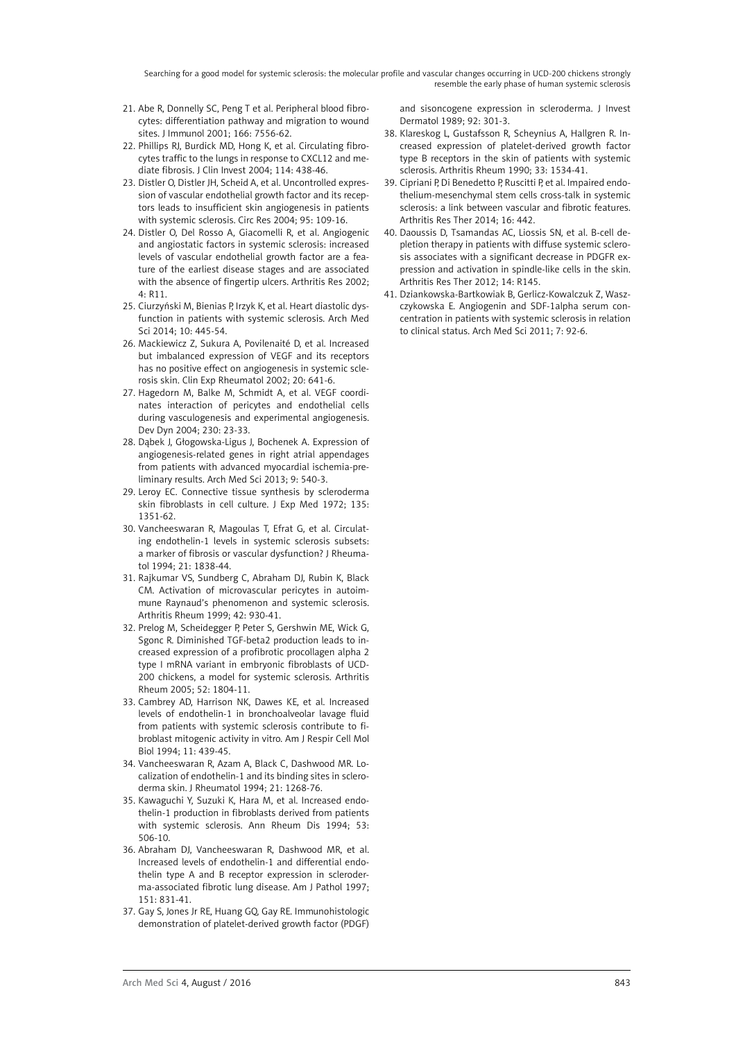21. Abe R, Donnelly SC, Peng T et al. Peripheral blood fibrocytes: differentiation pathway and migration to wound sites. J Immunol 2001; 166: 7556-62.
22. Phillips RJ, Burdick MD, Hong K, et al. Circulating fibrocytes traffic to the lungs in response to CXCL12 and mediate fibrosis. J Clin Invest 2004; 114: 438-46.
23. Distler O, Distler JH, Scheid A, et al. Uncontrolled expression of vascular endothelial growth factor and its receptors leads to insufficient skin angiogenesis in patients with systemic sclerosis. Circ Res 2004; 95: 109-16.
24. Distler O, Del Rosso A, Giacomelli R, et al. Angiogenic and angiostatic factors in systemic sclerosis: increased levels of vascular endothelial growth factor are a feature of the earliest disease stages and are associated with the absence of fingertip ulcers. Arthritis Res 2002; 4: R11.
25. Ciurzyński M, Bienias P, Irzyk K, et al. Heart diastolic dysfunction in patients with systemic sclerosis. Arch Med Sci 2014; 10: 445-54.
26. Mackiewicz Z, Sukura A, Povilenaité D, et al. Increased but imbalanced expression of VEGF and its receptors has no positive effect on angiogenesis in systemic sclerosis skin. Clin Exp Rheumatol 2002; 20: 641-6.
27. Hagedorn M, Balke M, Schmidt A, et al. VEGF coordinates interaction of pericytes and endothelial cells during vasculogenesis and experimental angiogenesis. Dev Dyn 2004; 230: 23-33.
28. Dąbek J, Głogowska-Ligus J, Bochenek A. Expression of angiogenesis-related genes in right atrial appendages from patients with advanced myocardial ischemia-preliminary results. Arch Med Sci 2013; 9: 540-3.
29. Leroy EC. Connective tissue synthesis by scleroderma skin fibroblasts in cell culture. J Exp Med 1972; 135: 1351-62.
30. Vancheeswaran R, Magoulas T, Efrat G, et al. Circulating endothelin-1 levels in systemic sclerosis subsets: a marker of fibrosis or vascular dysfunction? J Rheumatol 1994; 21: 1838-44.
31. Rajkumar VS, Sundberg C, Abraham DJ, Rubin K, Black CM. Activation of microvascular pericytes in autoimmune Raynaud's phenomenon and systemic sclerosis. Arthritis Rheum 1999; 42: 930-41.
32. Prelog M, Scheidegger P, Peter S, Gershwin ME, Wick G, Sgonc R. Diminished TGF-beta2 production leads to increased expression of a profibrotic procollagen alpha 2 type I mRNA variant in embryonic fibroblasts of UCD-200 chickens, a model for systemic sclerosis. Arthritis Rheum 2005; 52: 1804-11.
33. Cambrey AD, Harrison NK, Dawes KE, et al. Increased levels of endothelin-1 in bronchoalveolar lavage fluid from patients with systemic sclerosis contribute to fibroblast mitogenic activity in vitro. Am J Respir Cell Mol Biol 1994; 11: 439-45.
34. Vancheeswaran R, Azam A, Black C, Dashwood MR. Localization of endothelin-1 and its binding sites in scleroderma skin. J Rheumatol 1994; 21: 1268-76.
35. Kawaguchi Y, Suzuki K, Hara M, et al. Increased endothelin-1 production in fibroblasts derived from patients with systemic sclerosis. Ann Rheum Dis 1994; 53: 506-10.
36. Abraham DJ, Vancheeswaran R, Dashwood MR, et al. Increased levels of endothelin-1 and differential endothelin type A and B receptor expression in scleroderma-associated fibrotic lung disease. Am J Pathol 1997; 151: 831-41.
37. Gay S, Jones Jr RE, Huang GQ, Gay RE. Immunohistologic demonstration of platelet-derived growth factor (PDGF) and sisoncogene expression in scleroderma. J Invest Dermatol 1989; 92: 301-3.
38. Klareskog L, Gustafsson R, Scheynius A, Hallgren R. Increased expression of platelet-derived growth factor type B receptors in the skin of patients with systemic sclerosis. Arthritis Rheum 1990; 33: 1534-41.
39. Cipriani P, Di Benedetto P, Ruscitti P, et al. Impaired endothelium-mesenchymal stem cells cross-talk in systemic sclerosis: a link between vascular and fibrotic features. Arthritis Res Ther 2014; 16: 442.
40. Daoussis D, Tsamandas AC, Liossis SN, et al. B-cell depletion therapy in patients with diffuse systemic sclerosis associates with a significant decrease in PDGFR expression and activation in spindle-like cells in the skin. Arthritis Res Ther 2012; 14: R145.
41. Dziankowska-Bartkowiak B, Gerlicz-Kowalczuk Z, Waszczykowska E. Angiogenin and SDF-1alpha serum concentration in patients with systemic sclerosis in relation to clinical status. Arch Med Sci 2011; 7: 92-6.